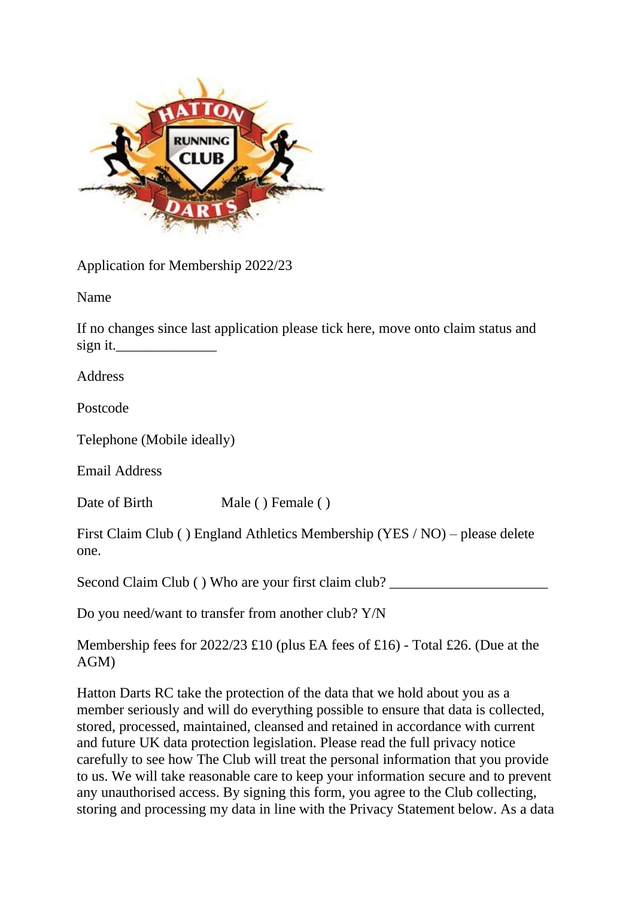Application for Membership 2022/23

Name

If no changes since last application please tick here, move onto claim status and sign it.______________

Address

Postcode

Telephone (Mobile ideally)

Email Address

Date of Birth Male ( ) Female ( )

First Claim Club ( ) England Athletics Membership (YES / NO) – please delete one.

Second Claim Club ( ) Who are your first claim club? ______________________

Do you need/want to transfer from another club? Y/N

Membership fees for 2022/23 £10 (plus EA fees of £16) - Total £26. (Due at the AGM)

Hatton Darts RC take the protection of the data that we hold about you as a member seriously and will do everything possible to ensure that data is collected, stored, processed, maintained, cleansed and retained in accordance with current and future UK data protection legislation. Please read the full privacy notice carefully to see how The Club will treat the personal information that you provide to us. We will take reasonable care to keep your information secure and to prevent any unauthorised access. By signing this form, you agree to the Club collecting, storing and processing my data in line with the Privacy Statement below. As a data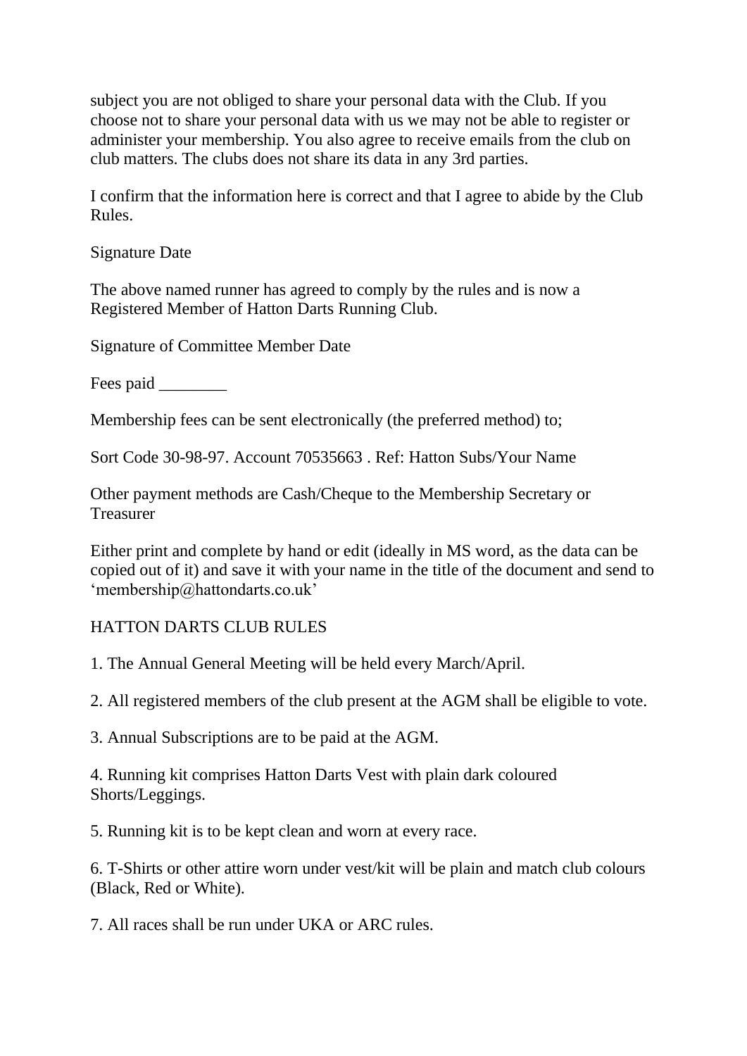subject you are not obliged to share your personal data with the Club. If you choose not to share your personal data with us we may not be able to register or administer your membership. You also agree to receive emails from the club on club matters. The clubs does not share its data in any 3rd parties.

I confirm that the information here is correct and that I agree to abide by the Club Rules.

Signature Date

The above named runner has agreed to comply by the rules and is now a Registered Member of Hatton Darts Running Club.

Signature of Committee Member Date

Fees paid ________

Membership fees can be sent electronically (the preferred method) to;

Sort Code 30-98-97. Account 70535663 . Ref: Hatton Subs/Your Name

Other payment methods are Cash/Cheque to the Membership Secretary or Treasurer

Either print and complete by hand or edit (ideally in MS word, as the data can be copied out of it) and save it with your name in the title of the document and send to 'membership@hattondarts.co.uk'

HATTON DARTS CLUB RULES

1. The Annual General Meeting will be held every March/April.

2. All registered members of the club present at the AGM shall be eligible to vote.

3. Annual Subscriptions are to be paid at the AGM.

4. Running kit comprises Hatton Darts Vest with plain dark coloured Shorts/Leggings.

5. Running kit is to be kept clean and worn at every race.

6. T-Shirts or other attire worn under vest/kit will be plain and match club colours (Black, Red or White).

7. All races shall be run under UKA or ARC rules.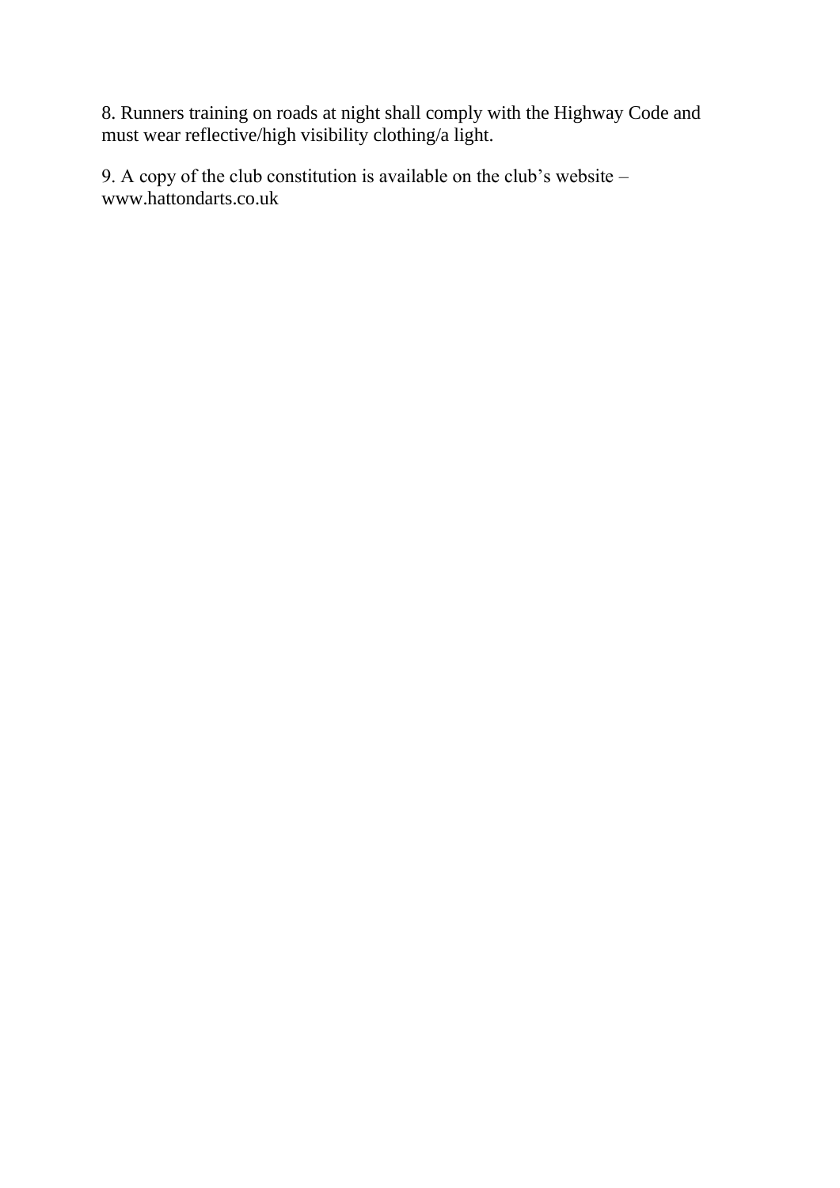8. Runners training on roads at night shall comply with the Highway Code and must wear reflective/high visibility clothing/a light.

9. A copy of the club constitution is available on the club's website – www.hattondarts.co.uk